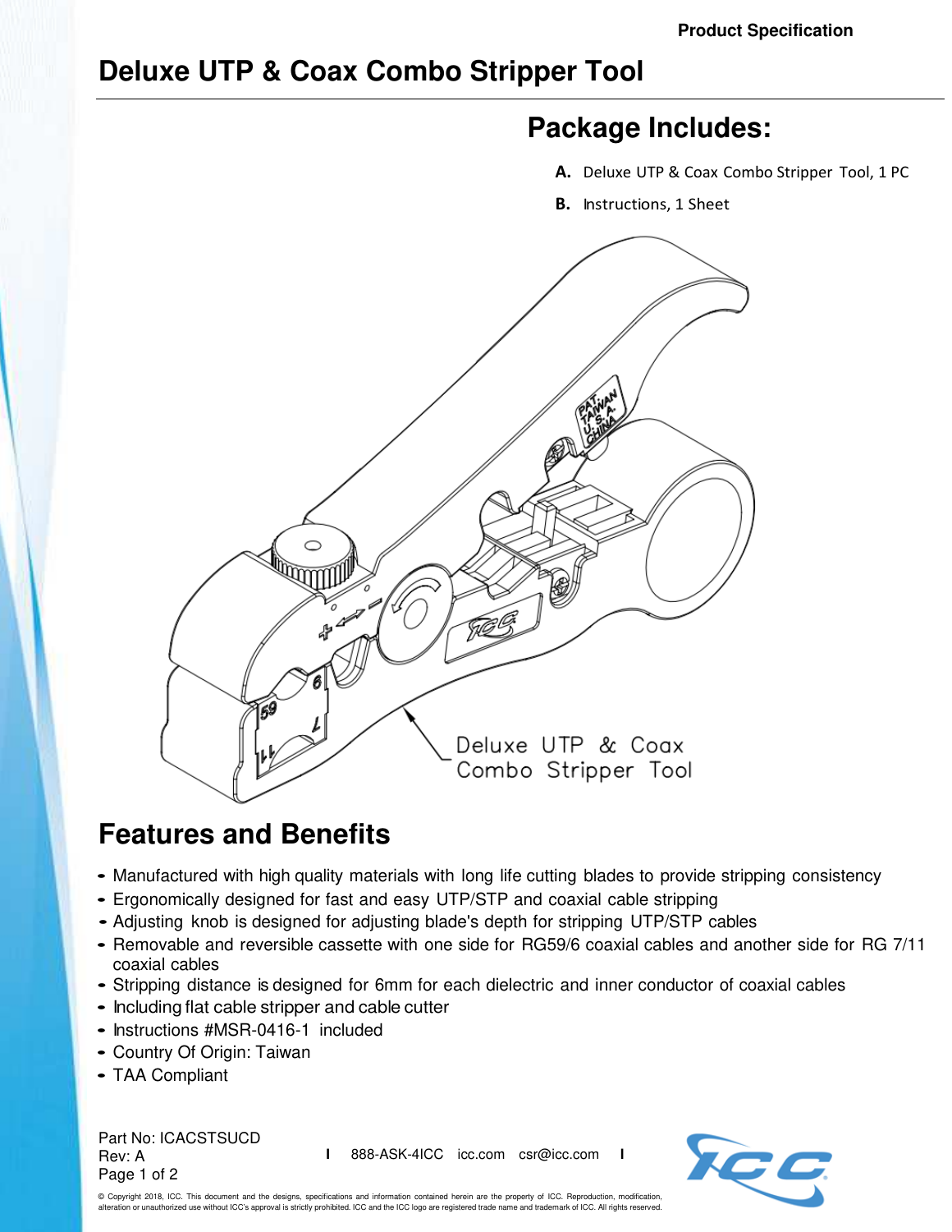Product Specification

# Deluxe UTP & Coax Combo Stripper Tool

## Package Includes:

**A.** Deluxe UTP & Coax Combo Stripper Tool, 1 PC

**B.** Instructions, 1 Sheet

Deluxe UTP & Coax Combo Stripper Tool

## Features and Benefits

- Manufactured with high quality materials with long life cutting blades to provide stripping consistency
- Ergonomically designed for fast and easy UTP/STP and coaxial cable stripping
- Adjusting knob is designed for adjusting blade's depth for stripping UTP/STP cables
- Removable and reversible cassette with one side for RG59/6 coaxial cables and another side for RG 7/11 coaxial cables
- Stripping distance is designed for 6mm for each dielectric and inner conductor of coaxial cables
- Including flat cable stripper and cable cutter
- Instructions #MSR-0416-1 included
- Country Of Origin: Taiwan
- TAA Compliant

Part No: ICACSTSUCD
Rev: A

888-ASK-4ICC icc.com csr@icc.com

© Copyright 2018, ICC. This document and the designs, specifications and information contained herein are the property of ICC. Reproduction, modification, alteration or unauthorized use without ICC's approval is strictly prohibited. ICC and the ICC logo are registered trade name and trademark of ICC. All rights reserved.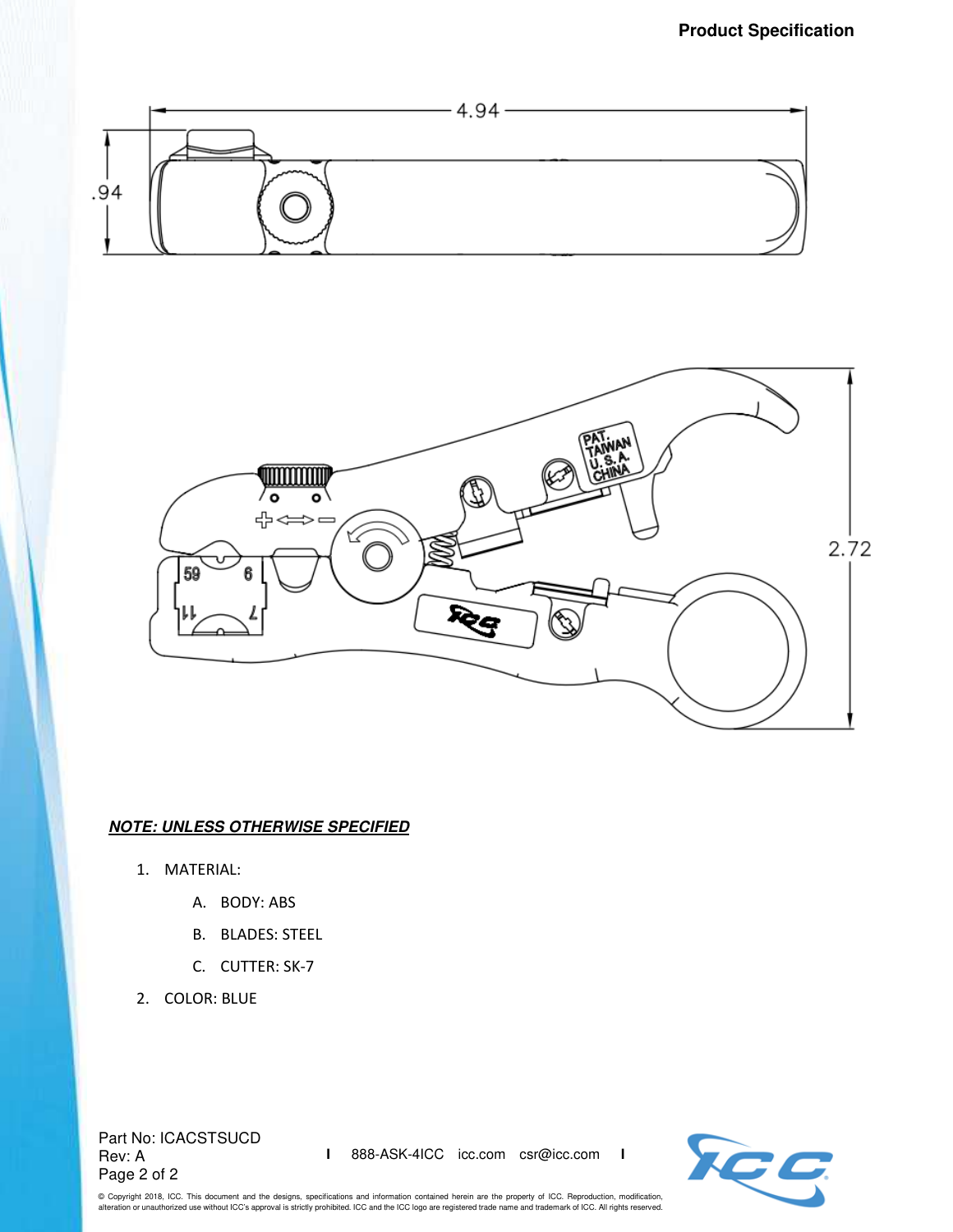Product Specification

4.94

.94

2.72

PAT. TAIWAN U.S.A. CHINA

59 6 11 7

***NOTE: UNLESS OTHERWISE SPECIFIED***

1. MATERIAL:
   A. BODY: ABS
   B. BLADES: STEEL
   C. CUTTER: SK-7
2. COLOR: BLUE

Part No: ICACSTSUCD
Rev: A

888-ASK-4ICC icc.com csr@icc.com

© Copyright 2018, ICC. This document and the designs, specifications and information contained herein are the property of ICC. Reproduction, modification, alteration or unauthorized use without ICC's approval is strictly prohibited. ICC and the ICC logo are registered trade name and trademark of ICC. All rights reserved.